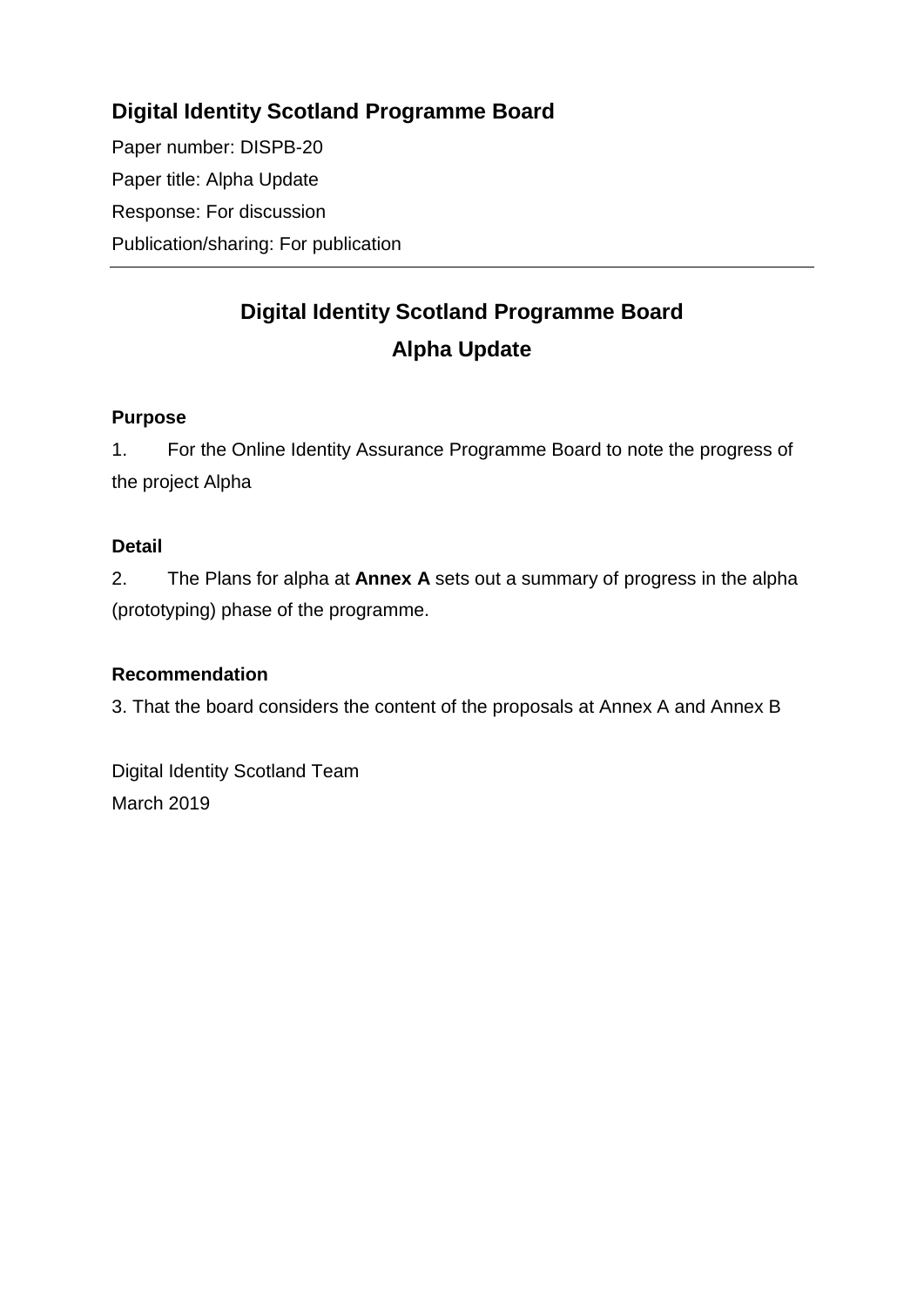## Digital Identity Scotland Programme Board

Paper number: DISPB-20

Paper title: Alpha Update

Response: For discussion

Publication/sharing: For publication

---

# Digital Identity Scotland Programme Board
# Alpha Update

**Purpose**

1. For the Online Identity Assurance Programme Board to note the progress of the project Alpha

**Detail**

2. The Plans for alpha at **Annex A** sets out a summary of progress in the alpha (prototyping) phase of the programme.

**Recommendation**

3. That the board considers the content of the proposals at Annex A and Annex B

Digital Identity Scotland Team
March 2019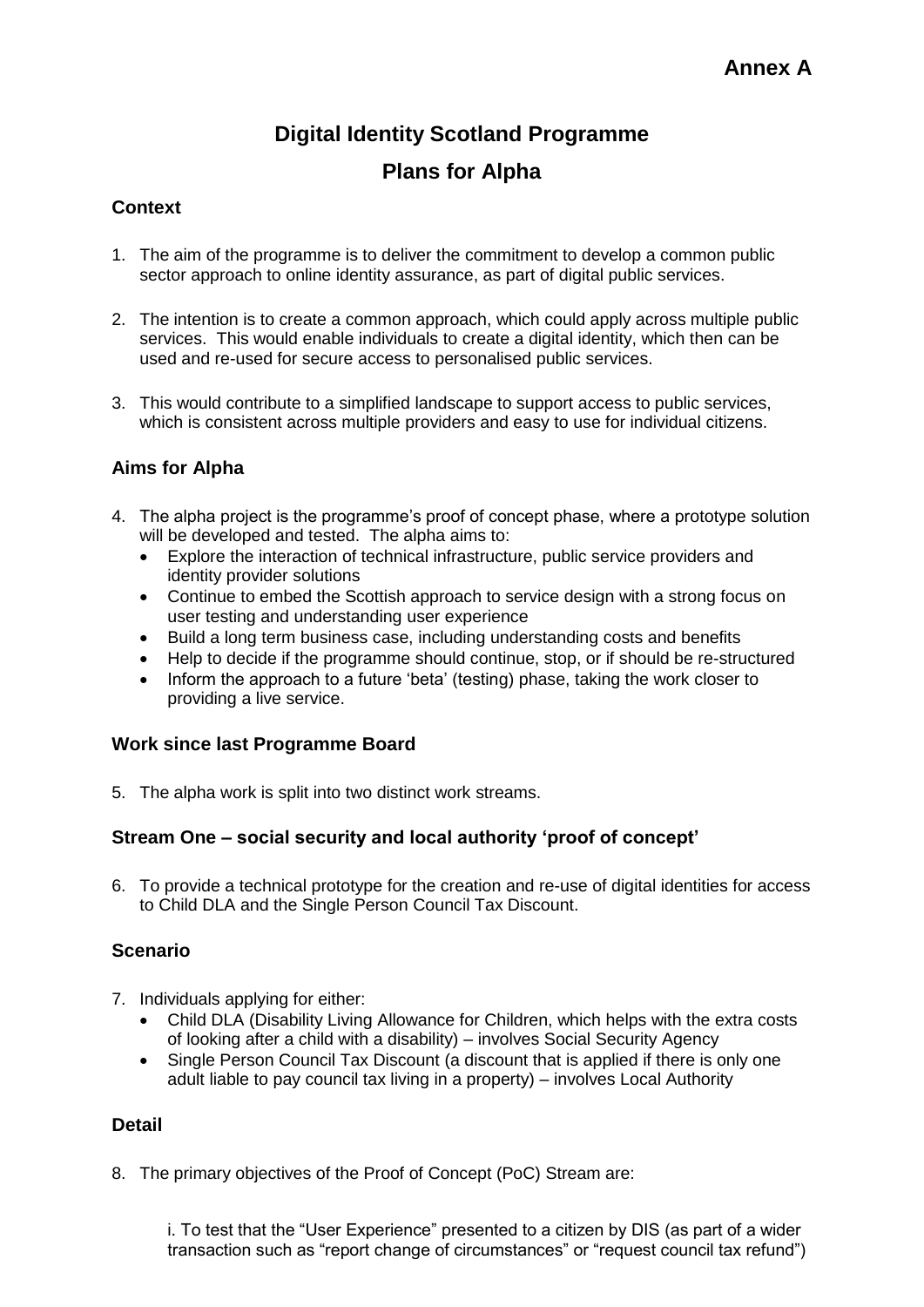**Annex A**

# Digital Identity Scotland Programme

# Plans for Alpha

## Context

1. The aim of the programme is to deliver the commitment to develop a common public sector approach to online identity assurance, as part of digital public services.

2. The intention is to create a common approach, which could apply across multiple public services. This would enable individuals to create a digital identity, which then can be used and re-used for secure access to personalised public services.

3. This would contribute to a simplified landscape to support access to public services, which is consistent across multiple providers and easy to use for individual citizens.

## Aims for Alpha

4. The alpha project is the programme's proof of concept phase, where a prototype solution will be developed and tested. The alpha aims to:
   - Explore the interaction of technical infrastructure, public service providers and identity provider solutions
   - Continue to embed the Scottish approach to service design with a strong focus on user testing and understanding user experience
   - Build a long term business case, including understanding costs and benefits
   - Help to decide if the programme should continue, stop, or if should be re-structured
   - Inform the approach to a future 'beta' (testing) phase, taking the work closer to providing a live service.

## Work since last Programme Board

5. The alpha work is split into two distinct work streams.

## Stream One – social security and local authority 'proof of concept'

6. To provide a technical prototype for the creation and re-use of digital identities for access to Child DLA and the Single Person Council Tax Discount.

## Scenario

7. Individuals applying for either:
   - Child DLA (Disability Living Allowance for Children, which helps with the extra costs of looking after a child with a disability) – involves Social Security Agency
   - Single Person Council Tax Discount (a discount that is applied if there is only one adult liable to pay council tax living in a property) – involves Local Authority

## Detail

8. The primary objectives of the Proof of Concept (PoC) Stream are:

   i. To test that the "User Experience" presented to a citizen by DIS (as part of a wider transaction such as "report change of circumstances" or "request council tax refund")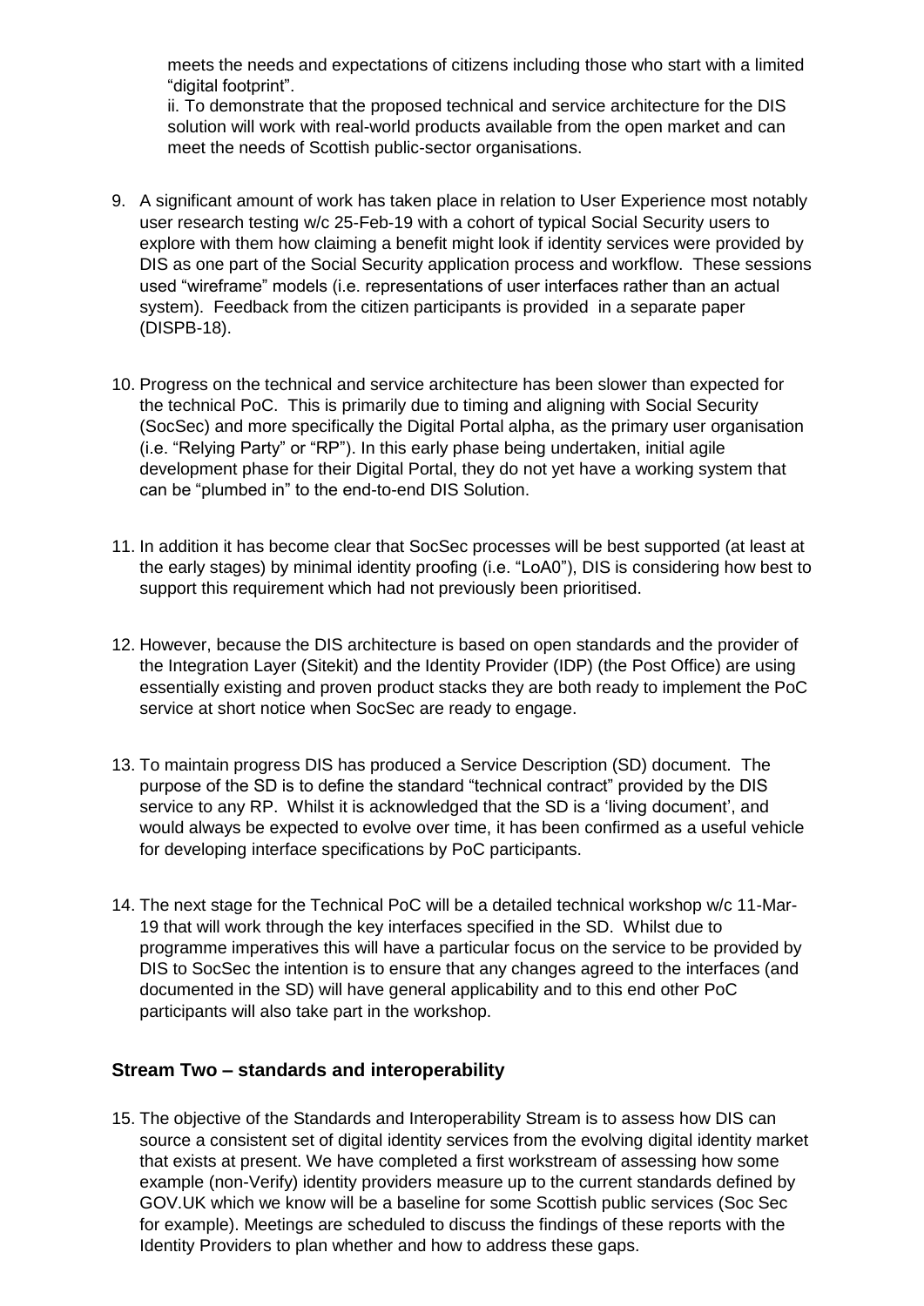meets the needs and expectations of citizens including those who start with a limited "digital footprint".

ii. To demonstrate that the proposed technical and service architecture for the DIS solution will work with real-world products available from the open market and can meet the needs of Scottish public-sector organisations.

9. A significant amount of work has taken place in relation to User Experience most notably user research testing w/c 25-Feb-19 with a cohort of typical Social Security users to explore with them how claiming a benefit might look if identity services were provided by DIS as one part of the Social Security application process and workflow. These sessions used "wireframe" models (i.e. representations of user interfaces rather than an actual system). Feedback from the citizen participants is provided in a separate paper (DISPB-18).

10. Progress on the technical and service architecture has been slower than expected for the technical PoC. This is primarily due to timing and aligning with Social Security (SocSec) and more specifically the Digital Portal alpha, as the primary user organisation (i.e. "Relying Party" or "RP"). In this early phase being undertaken, initial agile development phase for their Digital Portal, they do not yet have a working system that can be "plumbed in" to the end-to-end DIS Solution.

11. In addition it has become clear that SocSec processes will be best supported (at least at the early stages) by minimal identity proofing (i.e. "LoA0"), DIS is considering how best to support this requirement which had not previously been prioritised.

12. However, because the DIS architecture is based on open standards and the provider of the Integration Layer (Sitekit) and the Identity Provider (IDP) (the Post Office) are using essentially existing and proven product stacks they are both ready to implement the PoC service at short notice when SocSec are ready to engage.

13. To maintain progress DIS has produced a Service Description (SD) document. The purpose of the SD is to define the standard "technical contract" provided by the DIS service to any RP. Whilst it is acknowledged that the SD is a 'living document', and would always be expected to evolve over time, it has been confirmed as a useful vehicle for developing interface specifications by PoC participants.

14. The next stage for the Technical PoC will be a detailed technical workshop w/c 11-Mar-19 that will work through the key interfaces specified in the SD. Whilst due to programme imperatives this will have a particular focus on the service to be provided by DIS to SocSec the intention is to ensure that any changes agreed to the interfaces (and documented in the SD) will have general applicability and to this end other PoC participants will also take part in the workshop.

### Stream Two – standards and interoperability

15. The objective of the Standards and Interoperability Stream is to assess how DIS can source a consistent set of digital identity services from the evolving digital identity market that exists at present. We have completed a first workstream of assessing how some example (non-Verify) identity providers measure up to the current standards defined by GOV.UK which we know will be a baseline for some Scottish public services (Soc Sec for example). Meetings are scheduled to discuss the findings of these reports with the Identity Providers to plan whether and how to address these gaps.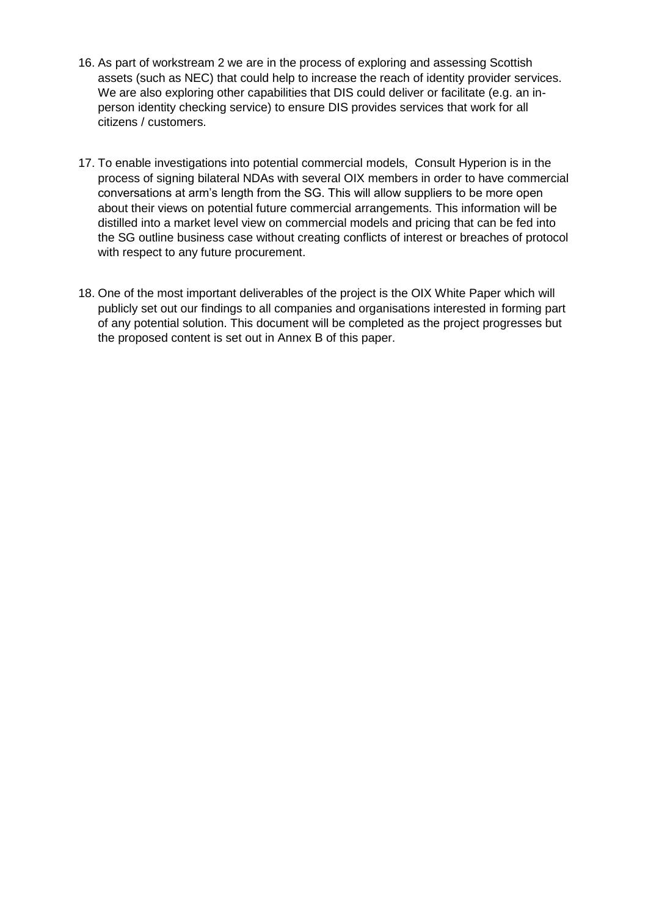16. As part of workstream 2 we are in the process of exploring and assessing Scottish assets (such as NEC) that could help to increase the reach of identity provider services. We are also exploring other capabilities that DIS could deliver or facilitate (e.g. an in-person identity checking service) to ensure DIS provides services that work for all citizens / customers.

17. To enable investigations into potential commercial models, Consult Hyperion is in the process of signing bilateral NDAs with several OIX members in order to have commercial conversations at arm's length from the SG. This will allow suppliers to be more open about their views on potential future commercial arrangements. This information will be distilled into a market level view on commercial models and pricing that can be fed into the SG outline business case without creating conflicts of interest or breaches of protocol with respect to any future procurement.

18. One of the most important deliverables of the project is the OIX White Paper which will publicly set out our findings to all companies and organisations interested in forming part of any potential solution. This document will be completed as the project progresses but the proposed content is set out in Annex B of this paper.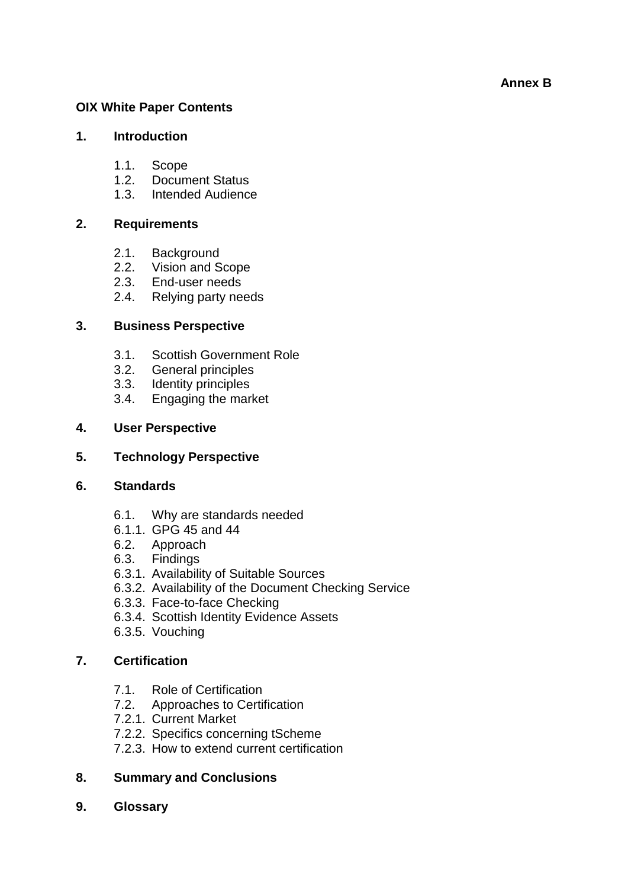**Annex B**

**OIX White Paper Contents**

**1. Introduction**

- 1.1. Scope
- 1.2. Document Status
- 1.3. Intended Audience

**2. Requirements**

- 2.1. Background
- 2.2. Vision and Scope
- 2.3. End-user needs
- 2.4. Relying party needs

**3. Business Perspective**

- 3.1. Scottish Government Role
- 3.2. General principles
- 3.3. Identity principles
- 3.4. Engaging the market

**4. User Perspective**

**5. Technology Perspective**

**6. Standards**

- 6.1. Why are standards needed
- 6.1.1. GPG 45 and 44
- 6.2. Approach
- 6.3. Findings
- 6.3.1. Availability of Suitable Sources
- 6.3.2. Availability of the Document Checking Service
- 6.3.3. Face-to-face Checking
- 6.3.4. Scottish Identity Evidence Assets
- 6.3.5. Vouching

**7. Certification**

- 7.1. Role of Certification
- 7.2. Approaches to Certification
- 7.2.1. Current Market
- 7.2.2. Specifics concerning tScheme
- 7.2.3. How to extend current certification

**8. Summary and Conclusions**

**9. Glossary**